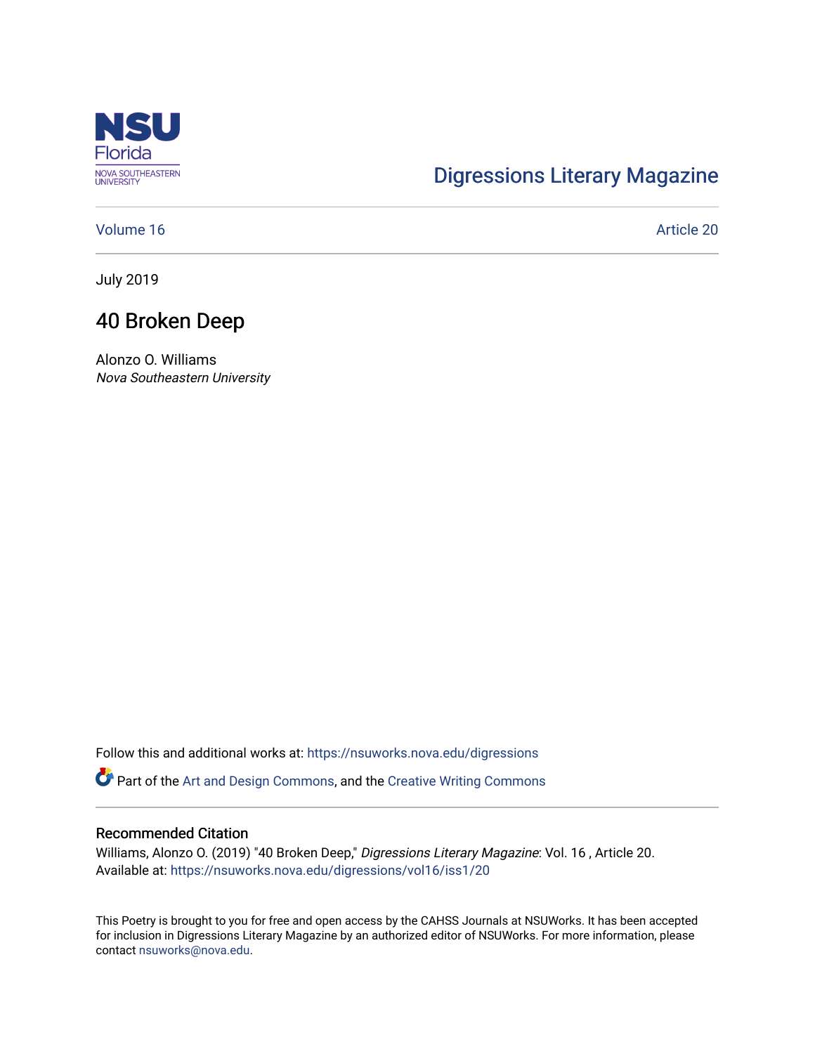NSU Florida
NOVA SOUTHEASTERN UNIVERSITY

Digressions Literary Magazine

Volume 16 | Article 20

July 2019

# 40 Broken Deep

Alonzo O. Williams
*Nova Southeastern University*

Follow this and additional works at: https://nsuworks.nova.edu/digressions

Part of the Art and Design Commons, and the Creative Writing Commons

## Recommended Citation

Williams, Alonzo O. (2019) "40 Broken Deep," *Digressions Literary Magazine*: Vol. 16 , Article 20.
Available at: https://nsuworks.nova.edu/digressions/vol16/iss1/20

This Poetry is brought to you for free and open access by the CAHSS Journals at NSUWorks. It has been accepted for inclusion in Digressions Literary Magazine by an authorized editor of NSUWorks. For more information, please contact nsuworks@nova.edu.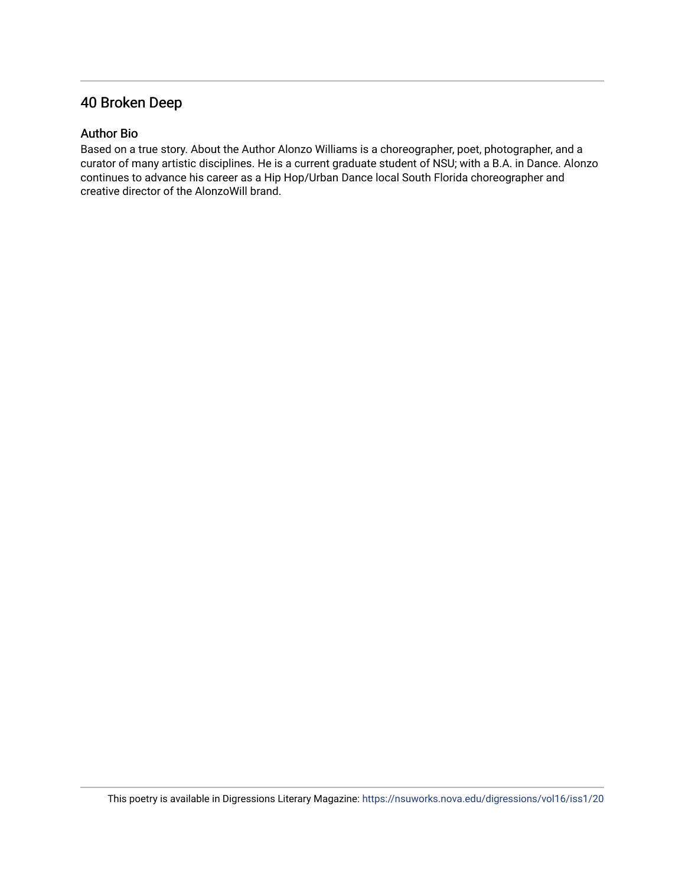## 40 Broken Deep

### Author Bio

Based on a true story. About the Author Alonzo Williams is a choreographer, poet, photographer, and a curator of many artistic disciplines. He is a current graduate student of NSU; with a B.A. in Dance. Alonzo continues to advance his career as a Hip Hop/Urban Dance local South Florida choreographer and creative director of the AlonzoWill brand.

This poetry is available in Digressions Literary Magazine: https://nsuworks.nova.edu/digressions/vol16/iss1/20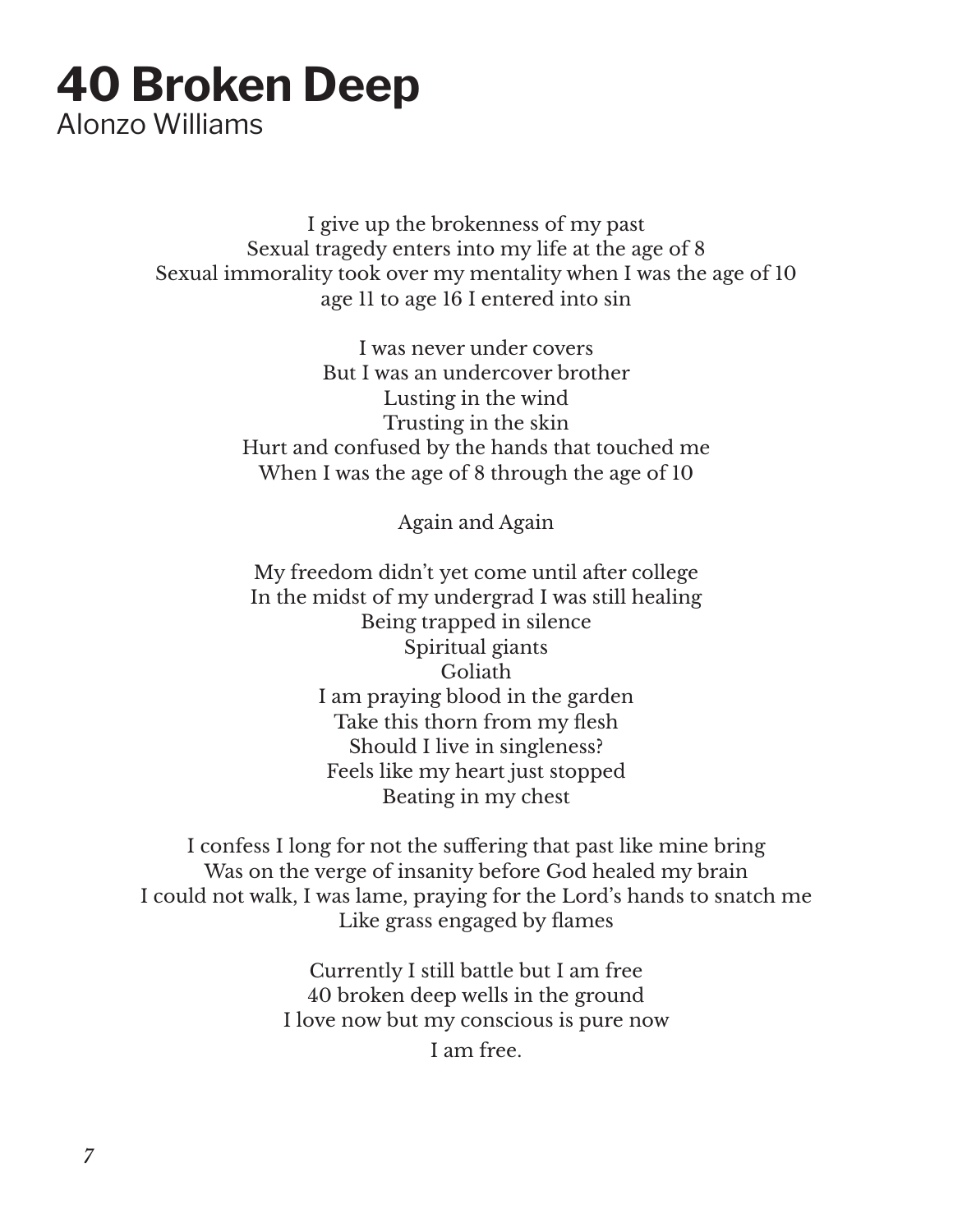# 40 Broken Deep

Alonzo Williams

I give up the brokenness of my past
Sexual tragedy enters into my life at the age of 8
Sexual immorality took over my mentality when I was the age of 10
age 11 to age 16 I entered into sin

I was never under covers
But I was an undercover brother
Lusting in the wind
Trusting in the skin
Hurt and confused by the hands that touched me
When I was the age of 8 through the age of 10

Again and Again

My freedom didn't yet come until after college
In the midst of my undergrad I was still healing
Being trapped in silence
Spiritual giants
Goliath
I am praying blood in the garden
Take this thorn from my flesh
Should I live in singleness?
Feels like my heart just stopped
Beating in my chest

I confess I long for not the suffering that past like mine bring
Was on the verge of insanity before God healed my brain
I could not walk, I was lame, praying for the Lord's hands to snatch me
Like grass engaged by flames

Currently I still battle but I am free
40 broken deep wells in the ground
I love now but my conscious is pure now
I am free.